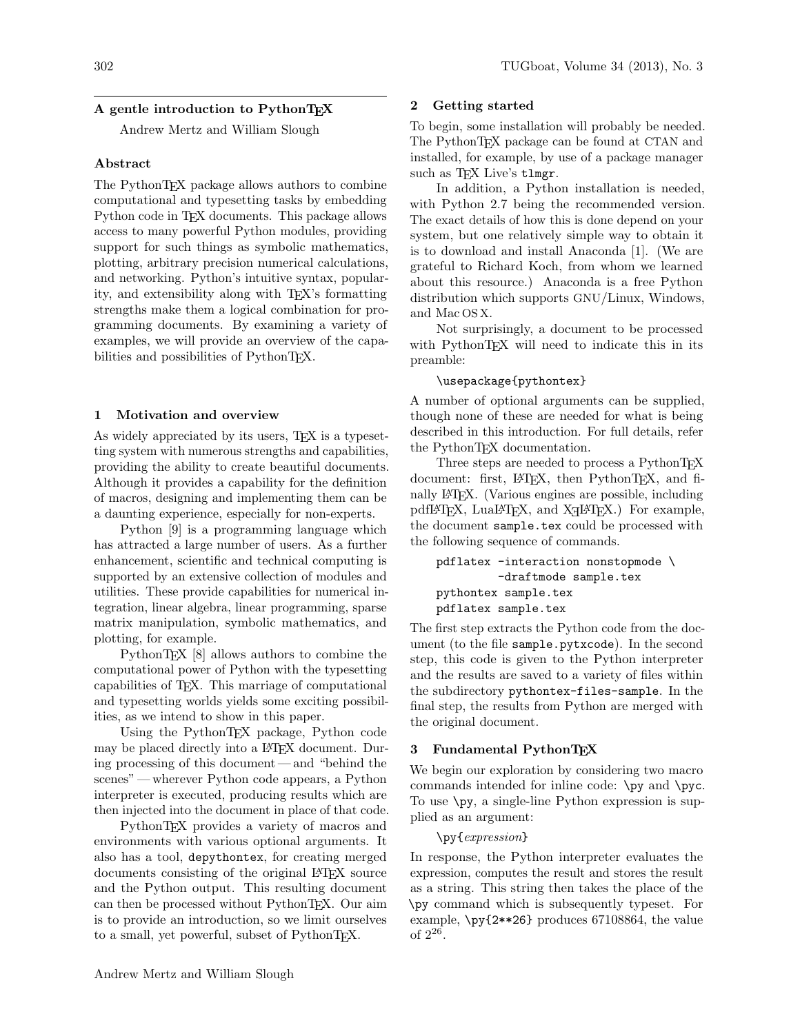# A gentle introduction to PythonTeX

Andrew Mertz and William Slough

### Abstract

The PythonTeX package allows authors to combine computational and typesetting tasks by embedding Python code in TeX documents. This package allows access to many powerful Python modules, providing support for such things as symbolic mathematics, plotting, arbitrary precision numerical calculations, and networking. Python's intuitive syntax, popularity, and extensibility along with TeX's formatting strengths make them a logical combination for programming documents. By examining a variety of examples, we will provide an overview of the capabilities and possibilities of PythonTeX.

## 1 Motivation and overview

As widely appreciated by its users, TeX is a typesetting system with numerous strengths and capabilities, providing the ability to create beautiful documents. Although it provides a capability for the definition of macros, designing and implementing them can be a daunting experience, especially for non-experts.

Python [9] is a programming language which has attracted a large number of users. As a further enhancement, scientific and technical computing is supported by an extensive collection of modules and utilities. These provide capabilities for numerical integration, linear algebra, linear programming, sparse matrix manipulation, symbolic mathematics, and plotting, for example.

PythonTeX [8] allows authors to combine the computational power of Python with the typesetting capabilities of TeX. This marriage of computational and typesetting worlds yields some exciting possibilities, as we intend to show in this paper.

Using the PythonTeX package, Python code may be placed directly into a LaTeX document. During processing of this document — and "behind the scenes" — wherever Python code appears, a Python interpreter is executed, producing results which are then injected into the document in place of that code.

PythonTeX provides a variety of macros and environments with various optional arguments. It also has a tool, `depythontex`, for creating merged documents consisting of the original LaTeX source and the Python output. This resulting document can then be processed without PythonTeX. Our aim is to provide an introduction, so we limit ourselves to a small, yet powerful, subset of PythonTeX.

## 2 Getting started

To begin, some installation will probably be needed. The PythonTeX package can be found at CTAN and installed, for example, by use of a package manager such as TeX Live's `tlmgr`.

In addition, a Python installation is needed, with Python 2.7 being the recommended version. The exact details of how this is done depend on your system, but one relatively simple way to obtain it is to download and install Anaconda [1]. (We are grateful to Richard Koch, from whom we learned about this resource.) Anaconda is a free Python distribution which supports GNU/Linux, Windows, and Mac OS X.

Not surprisingly, a document to be processed with PythonTeX will need to indicate this in its preamble:

```
\usepackage{pythontex}
```

A number of optional arguments can be supplied, though none of these are needed for what is being described in this introduction. For full details, refer the PythonTeX documentation.

Three steps are needed to process a PythonTeX document: first, LaTeX, then PythonTeX, and finally LaTeX. (Various engines are possible, including pdfLaTeX, LuaLaTeX, and XeLaTeX.) For example, the document `sample.tex` could be processed with the following sequence of commands.

```
pdflatex -interaction nonstopmode \
         -draftmode sample.tex
pythontex sample.tex
pdflatex sample.tex
```

The first step extracts the Python code from the document (to the file `sample.pytxcode`). In the second step, this code is given to the Python interpreter and the results are saved to a variety of files within the subdirectory `pythontex-files-sample`. In the final step, the results from Python are merged with the original document.

## 3 Fundamental PythonTeX

We begin our exploration by considering two macro commands intended for inline code: `\py` and `\pyc`. To use `\py`, a single-line Python expression is supplied as an argument:

`\py{`*expression*`}`

In response, the Python interpreter evaluates the expression, computes the result and stores the result as a string. This string then takes the place of the `\py` command which is subsequently typeset. For example, `\py{2**26}` produces 67108864, the value of $2^{26}$.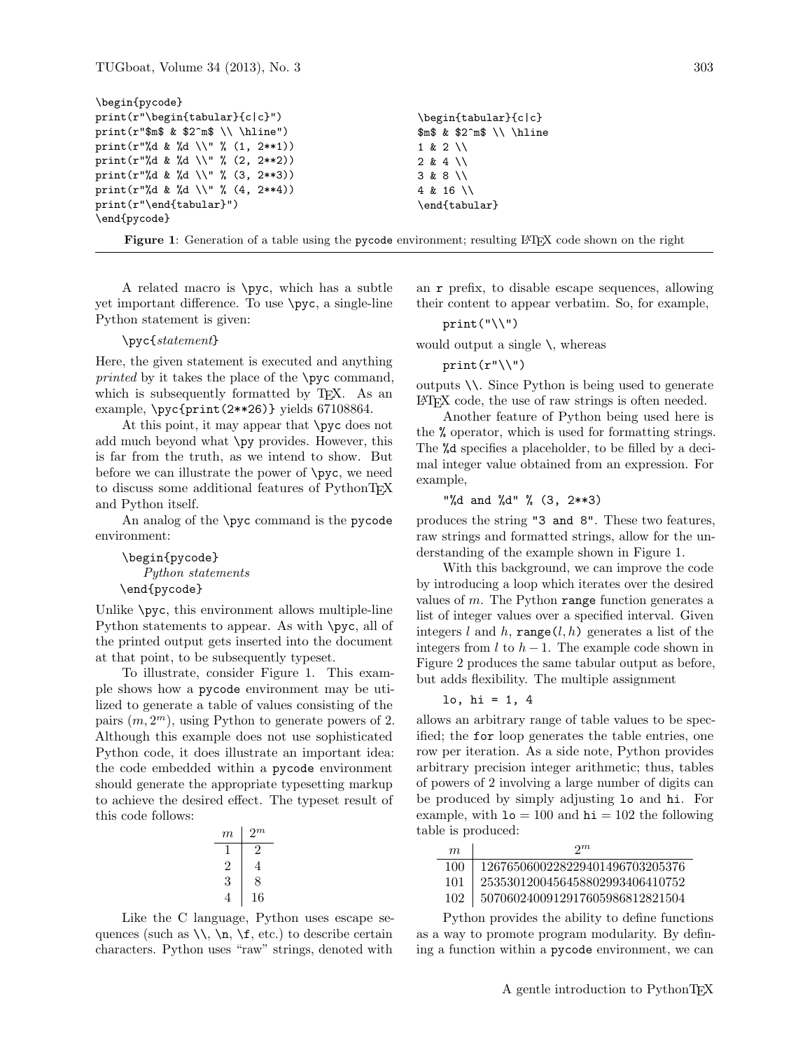```
\begin{pycode}
print(r"\begin{tabular}{c|c}")
print(r"$m$ & $2^m$ \\ \hline")
print(r"%d & %d \\" % (1, 2**1))
print(r"%d & %d \\" % (2, 2**2))
print(r"%d & %d \\" % (3, 2**3))
print(r"%d & %d \\" % (4, 2**4))
print(r"\end{tabular}")
\end{pycode}
```

```
\begin{tabular}{c|c}
$m$ & $2^m$ \\ \hline
1 & 2 \\
2 & 4 \\
3 & 8 \\
4 & 16 \\
\end{tabular}
```

**Figure 1**: Generation of a table using the `pycode` environment; resulting LaTeX code shown on the right

A related macro is `\pyc`, which has a subtle yet important difference. To use `\pyc`, a single-line Python statement is given:

`\pyc{`*statement*`}`

Here, the given statement is executed and anything *printed* by it takes the place of the `\pyc` command, which is subsequently formatted by TeX. As an example, `\pyc{print(2**26)}` yields 67108864.

At this point, it may appear that `\pyc` does not add much beyond what `\py` provides. However, this is far from the truth, as we intend to show. But before we can illustrate the power of `\pyc`, we need to discuss some additional features of PythonTeX and Python itself.

An analog of the `\pyc` command is the `pycode` environment:

```
\begin{pycode}
    Python statements
\end{pycode}
```

Unlike `\pyc`, this environment allows multiple-line Python statements to appear. As with `\pyc`, all of the printed output gets inserted into the document at that point, to be subsequently typeset.

To illustrate, consider Figure 1. This example shows how a `pycode` environment may be utilized to generate a table of values consisting of the pairs $(m, 2^m)$, using Python to generate powers of 2. Although this example does not use sophisticated Python code, it does illustrate an important idea: the code embedded within a `pycode` environment should generate the appropriate typesetting markup to achieve the desired effect. The typeset result of this code follows:

| $m$ | $2^m$ |
|---|---|
| 1 | 2 |
| 2 | 4 |
| 3 | 8 |
| 4 | 16 |

Like the C language, Python uses escape sequences (such as `\\`, `\n`, `\f`, etc.) to describe certain characters. Python uses "raw" strings, denoted with an `r` prefix, to disable escape sequences, allowing their content to appear verbatim. So, for example,

```
print("\\")
```

would output a single `\`, whereas

```
print(r"\\")
```

outputs `\\`. Since Python is being used to generate LaTeX code, the use of raw strings is often needed.

Another feature of Python being used here is the `%` operator, which is used for formatting strings. The `%d` specifies a placeholder, to be filled by a decimal integer value obtained from an expression. For example,

```
"%d and %d" % (3, 2**3)
```

produces the string `"3 and 8"`. These two features, raw strings and formatted strings, allow for the understanding of the example shown in Figure 1.

With this background, we can improve the code by introducing a loop which iterates over the desired values of $m$. The Python `range` function generates a list of integer values over a specified interval. Given integers $l$ and $h$, `range`$(l, h)$ generates a list of the integers from $l$ to $h - 1$. The example code shown in Figure 2 produces the same tabular output as before, but adds flexibility. The multiple assignment

```
lo, hi = 1, 4
```

allows an arbitrary range of table values to be specified; the `for` loop generates the table entries, one row per iteration. As a side note, Python provides arbitrary precision integer arithmetic; thus, tables of powers of 2 involving a large number of digits can be produced by simply adjusting `lo` and `hi`. For example, with `lo` = 100 and `hi` = 102 the following table is produced:

| $m$ | $2^m$ |
|---|---|
| 100 | 1267650600228229401496703205376 |
| 101 | 2535301200456458802993406410752 |
| 102 | 5070602400912917605986812821504 |

Python provides the ability to define functions as a way to promote program modularity. By defining a function within a `pycode` environment, we can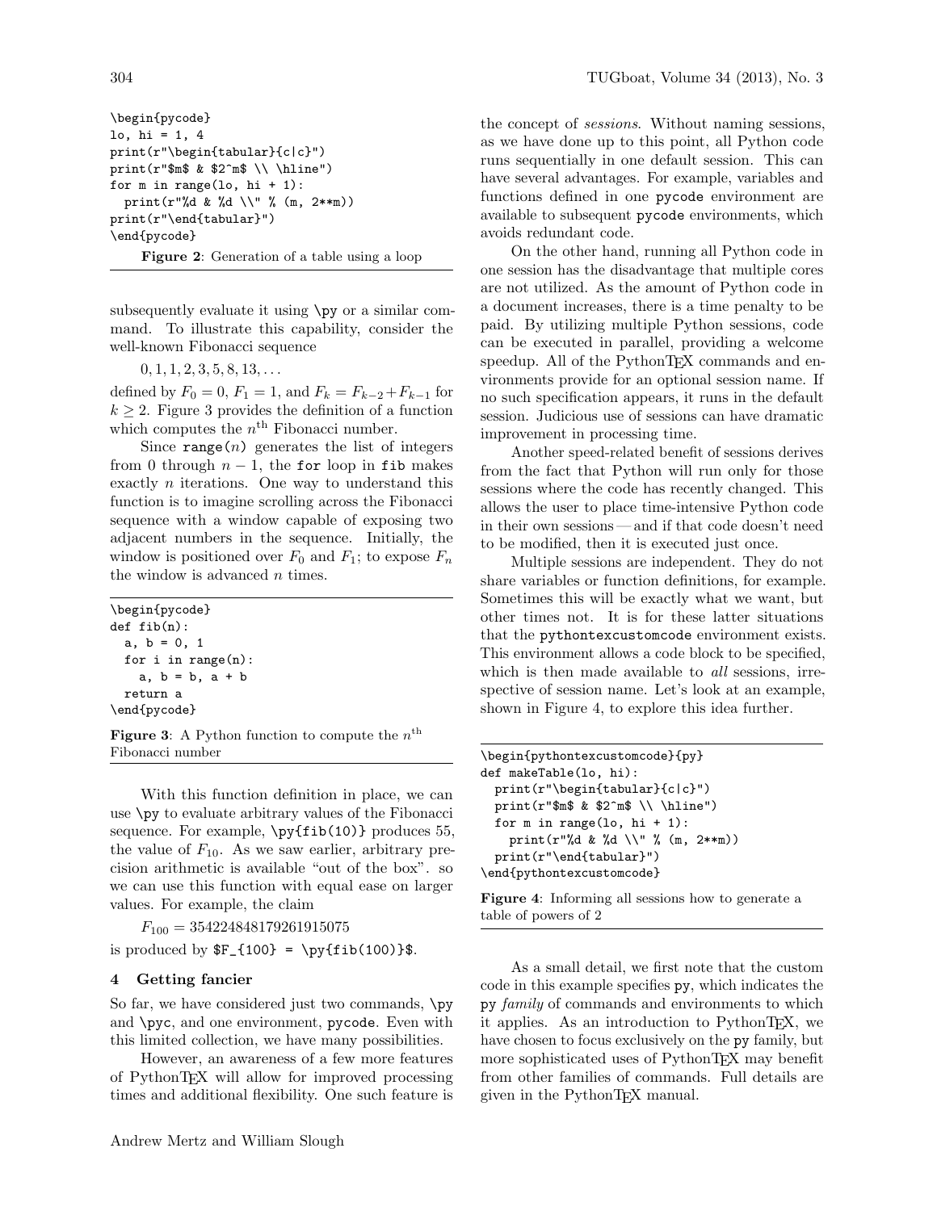```
\begin{pycode}
lo, hi = 1, 4
print(r"\begin{tabular}{c|c}")
print(r"$m$ & $2^m$ \\ \hline")
for m in range(lo, hi + 1):
  print(r"%d & %d \\" % (m, 2**m))
print(r"\end{tabular}")
\end{pycode}
```

**Figure 2**: Generation of a table using a loop

subsequently evaluate it using `\py` or a similar command. To illustrate this capability, consider the well-known Fibonacci sequence

$$0, 1, 1, 2, 3, 5, 8, 13, \ldots$$

defined by $F_0 = 0$, $F_1 = 1$, and $F_k = F_{k-2} + F_{k-1}$ for $k \geq 2$. Figure 3 provides the definition of a function which computes the $n^{\text{th}}$ Fibonacci number.

Since `range(`$n$`)` generates the list of integers from 0 through $n - 1$, the `for` loop in `fib` makes exactly $n$ iterations. One way to understand this function is to imagine scrolling across the Fibonacci sequence with a window capable of exposing two adjacent numbers in the sequence. Initially, the window is positioned over $F_0$ and $F_1$; to expose $F_n$ the window is advanced $n$ times.

```
\begin{pycode}
def fib(n):
  a, b = 0, 1
  for i in range(n):
    a, b = b, a + b
  return a
\end{pycode}
```

**Figure 3**: A Python function to compute the $n^{\text{th}}$ Fibonacci number

With this function definition in place, we can use `\py` to evaluate arbitrary values of the Fibonacci sequence. For example, `\py{fib(10)}` produces 55, the value of $F_{10}$. As we saw earlier, arbitrary precision arithmetic is available "out of the box". so we can use this function with equal ease on larger values. For example, the claim

$$F_{100} = 354224848179261915075$$

is produced by `$F_{100} = \py{fib(100)}$`.

## 4 Getting fancier

So far, we have considered just two commands, `\py` and `\pyc`, and one environment, `pycode`. Even with this limited collection, we have many possibilities.

However, an awareness of a few more features of PythonTeX will allow for improved processing times and additional flexibility. One such feature is the concept of *sessions*. Without naming sessions, as we have done up to this point, all Python code runs sequentially in one default session. This can have several advantages. For example, variables and functions defined in one `pycode` environment are available to subsequent `pycode` environments, which avoids redundant code.

On the other hand, running all Python code in one session has the disadvantage that multiple cores are not utilized. As the amount of Python code in a document increases, there is a time penalty to be paid. By utilizing multiple Python sessions, code can be executed in parallel, providing a welcome speedup. All of the PythonTeX commands and environments provide for an optional session name. If no such specification appears, it runs in the default session. Judicious use of sessions can have dramatic improvement in processing time.

Another speed-related benefit of sessions derives from the fact that Python will run only for those sessions where the code has recently changed. This allows the user to place time-intensive Python code in their own sessions — and if that code doesn't need to be modified, then it is executed just once.

Multiple sessions are independent. They do not share variables or function definitions, for example. Sometimes this will be exactly what we want, but other times not. It is for these latter situations that the `pythontexcustomcode` environment exists. This environment allows a code block to be specified, which is then made available to *all* sessions, irrespective of session name. Let's look at an example, shown in Figure 4, to explore this idea further.

```
\begin{pythontexcustomcode}{py}
def makeTable(lo, hi):
  print(r"\begin{tabular}{c|c}")
  print(r"$m$ & $2^m$ \\ \hline")
  for m in range(lo, hi + 1):
    print(r"%d & %d \\" % (m, 2**m))
  print(r"\end{tabular}")
\end{pythontexcustomcode}
```

**Figure 4**: Informing all sessions how to generate a table of powers of 2

As a small detail, we first note that the custom code in this example specifies `py`, which indicates the `py` *family* of commands and environments to which it applies. As an introduction to PythonTeX, we have chosen to focus exclusively on the `py` family, but more sophisticated uses of PythonTeX may benefit from other families of commands. Full details are given in the PythonTeX manual.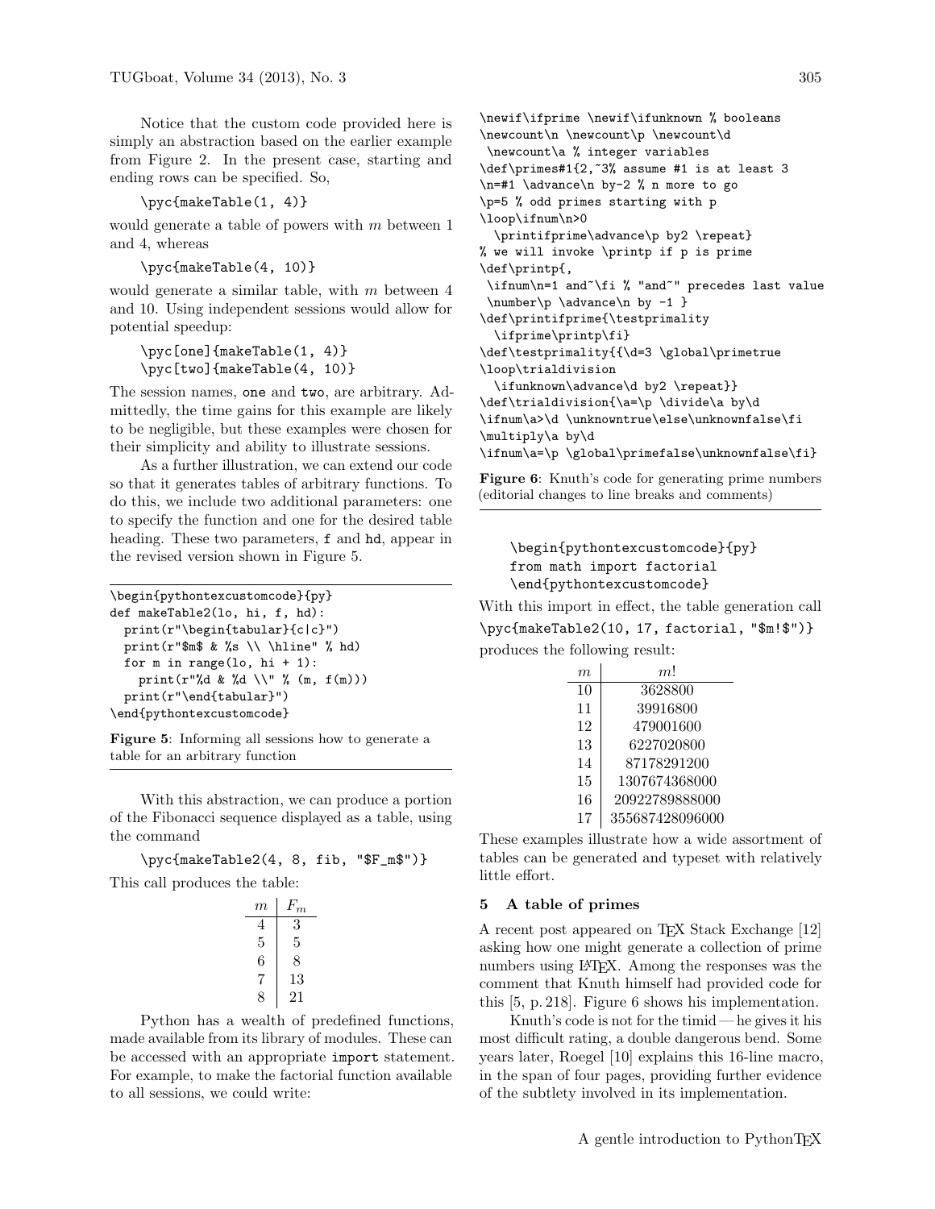Notice that the custom code provided here is simply an abstraction based on the earlier example from Figure 2. In the present case, starting and ending rows can be specified. So,

```
\pyc{makeTable(1, 4)}
```

would generate a table of powers with $m$ between 1 and 4, whereas

```
\pyc{makeTable(4, 10)}
```

would generate a similar table, with $m$ between 4 and 10. Using independent sessions would allow for potential speedup:

```
\pyc[one]{makeTable(1, 4)}
\pyc[two]{makeTable(4, 10)}
```

The session names, one and two, are arbitrary. Admittedly, the time gains for this example are likely to be negligible, but these examples were chosen for their simplicity and ability to illustrate sessions.

As a further illustration, we can extend our code so that it generates tables of arbitrary functions. To do this, we include two additional parameters: one to specify the function and one for the desired table heading. These two parameters, f and hd, appear in the revised version shown in Figure 5.

```
\begin{pythontexcustomcode}{py}
def makeTable2(lo, hi, f, hd):
  print(r"\begin{tabular}{c|c}")
  print(r"$m$ & %s \\ \hline" % hd)
  for m in range(lo, hi + 1):
    print(r"%d & %d \\" % (m, f(m)))
  print(r"\end{tabular}")
\end{pythontexcustomcode}
```

**Figure 5**: Informing all sessions how to generate a table for an arbitrary function

With this abstraction, we can produce a portion of the Fibonacci sequence displayed as a table, using the command

```
\pyc{makeTable2(4, 8, fib, "$F_m$")}
```

This call produces the table:

| $m$ | $F_m$ |
|---|---|
| 4 | 3 |
| 5 | 5 |
| 6 | 8 |
| 7 | 13 |
| 8 | 21 |

Python has a wealth of predefined functions, made available from its library of modules. These can be accessed with an appropriate import statement. For example, to make the factorial function available to all sessions, we could write:

```
\begin{pythontexcustomcode}{py}
from math import factorial
\end{pythontexcustomcode}
```

With this import in effect, the table generation call `\pyc{makeTable2(10, 17, factorial, "$m!$")}` produces the following result:

| $m$ | $m!$ |
|---|---|
| 10 | 3628800 |
| 11 | 39916800 |
| 12 | 479001600 |
| 13 | 6227020800 |
| 14 | 87178291200 |
| 15 | 1307674368000 |
| 16 | 20922789888000 |
| 17 | 355687428096000 |

These examples illustrate how a wide assortment of tables can be generated and typeset with relatively little effort.

## 5 A table of primes

A recent post appeared on TeX Stack Exchange [12] asking how one might generate a collection of prime numbers using LaTeX. Among the responses was the comment that Knuth himself had provided code for this [5, p. 218]. Figure 6 shows his implementation.

```
\newif\ifprime \newif\ifunknown % booleans
\newcount\n \newcount\p \newcount\d
 \newcount\a % integer variables
\def\primes#1{2,~3% assume #1 is at least 3
\n=#1 \advance\n by-2 % n more to go
\p=5 % odd primes starting with p
\loop\ifnum\n>0
  \printifprime\advance\p by2 \repeat}
% we will invoke \printp if p is prime
\def\printp{,
 \ifnum\n=1 and~\fi % "and~" precedes last value
 \number\p \advance\n by -1 }
\def\printifprime{\testprimality
  \ifprime\printp\fi}
\def\testprimality{{\d=3 \global\primetrue
\loop\trialdivision
  \ifunknown\advance\d by2 \repeat}}
\def\trialdivision{\a=\p \divide\a by\d
\ifnum\a>\d \unknowntrue\else\unknownfalse\fi
\multiply\a by\d
\ifnum\a=\p \global\primefalse\unknownfalse\fi}
```

**Figure 6**: Knuth's code for generating prime numbers (editorial changes to line breaks and comments)

Knuth's code is not for the timid — he gives it his most difficult rating, a double dangerous bend. Some years later, Roegel [10] explains this 16-line macro, in the span of four pages, providing further evidence of the subtlety involved in its implementation.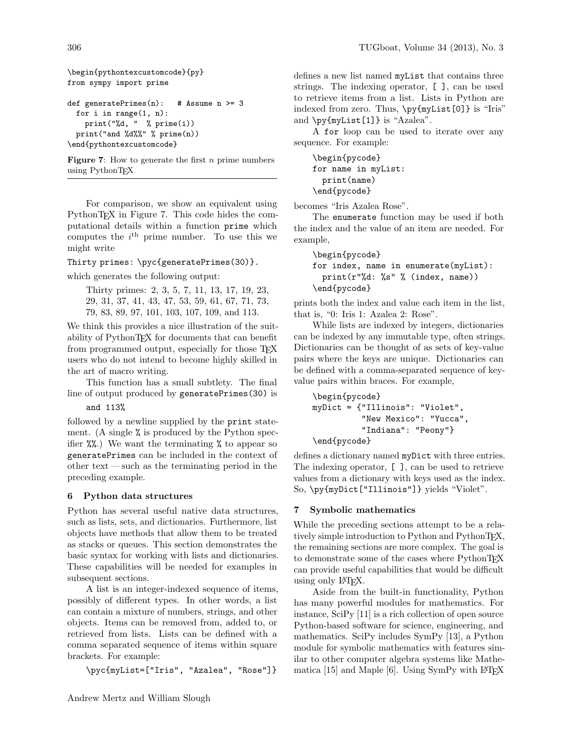```
\begin{pythontexcustomcode}{py}
from sympy import prime

def generatePrimes(n):   # Assume n >= 3
  for i in range(1, n):
    print("%d, " % prime(i))
  print("and %d%%" % prime(n))
\end{pythontexcustomcode}
```

**Figure 7**: How to generate the first $n$ prime numbers using PythonTeX

For comparison, we show an equivalent using PythonTeX in Figure 7. This code hides the computational details within a function `prime` which computes the $i^{\text{th}}$ prime number. To use this we might write

`Thirty primes: \pyc{generatePrimes(30)}.`

which generates the following output:

> Thirty primes: 2, 3, 5, 7, 11, 13, 17, 19, 23, 29, 31, 37, 41, 43, 47, 53, 59, 61, 67, 71, 73, 79, 83, 89, 97, 101, 103, 107, 109, and 113.

We think this provides a nice illustration of the suitability of PythonTeX for documents that can benefit from programmed output, especially for those TeX users who do not intend to become highly skilled in the art of macro writing.

This function has a small subtlety. The final line of output produced by `generatePrimes(30)` is

```
and 113%
```

followed by a newline supplied by the `print` statement. (A single `%` is produced by the Python specifier `%%`.) We want the terminating `%` to appear so `generatePrimes` can be included in the context of other text — such as the terminating period in the preceding example.

## 6 Python data structures

Python has several useful native data structures, such as lists, sets, and dictionaries. Furthermore, list objects have methods that allow them to be treated as stacks or queues. This section demonstrates the basic syntax for working with lists and dictionaries. These capabilities will be needed for examples in subsequent sections.

A list is an integer-indexed sequence of items, possibly of different types. In other words, a list can contain a mixture of numbers, strings, and other objects. Items can be removed from, added to, or retrieved from lists. Lists can be defined with a comma separated sequence of items within square brackets. For example:

```
\pyc{myList=["Iris", "Azalea", "Rose"]}
```

defines a new list named `myList` that contains three strings. The indexing operator, `[ ]`, can be used to retrieve items from a list. Lists in Python are indexed from zero. Thus, `\py{myList[0]}` is "Iris" and `\py{myList[1]}` is "Azalea".

A `for` loop can be used to iterate over any sequence. For example:

```
\begin{pycode}
for name in myList:
  print(name)
\end{pycode}
```

becomes "Iris Azalea Rose".

The `enumerate` function may be used if both the index and the value of an item are needed. For example,

```
\begin{pycode}
for index, name in enumerate(myList):
  print(r"%d: %s" % (index, name))
\end{pycode}
```

prints both the index and value each item in the list, that is, "0: Iris 1: Azalea 2: Rose".

While lists are indexed by integers, dictionaries can be indexed by any immutable type, often strings. Dictionaries can be thought of as sets of key-value pairs where the keys are unique. Dictionaries can be defined with a comma-separated sequence of key-value pairs within braces. For example,

```
\begin{pycode}
myDict = {"Illinois": "Violet",
          "New Mexico": "Yucca",
          "Indiana": "Peony"}
\end{pycode}
```

defines a dictionary named `myDict` with three entries. The indexing operator, `[ ]`, can be used to retrieve values from a dictionary with keys used as the index. So, `\py{myDict["Illinois"]}` yields "Violet".

## 7 Symbolic mathematics

While the preceding sections attempt to be a relatively simple introduction to Python and PythonTeX, the remaining sections are more complex. The goal is to demonstrate some of the cases where PythonTeX can provide useful capabilities that would be difficult using only LaTeX.

Aside from the built-in functionality, Python has many powerful modules for mathematics. For instance, SciPy [11] is a rich collection of open source Python-based software for science, engineering, and mathematics. SciPy includes SymPy [13], a Python module for symbolic mathematics with features similar to other computer algebra systems like Mathematica [15] and Maple [6]. Using SymPy with LaTeX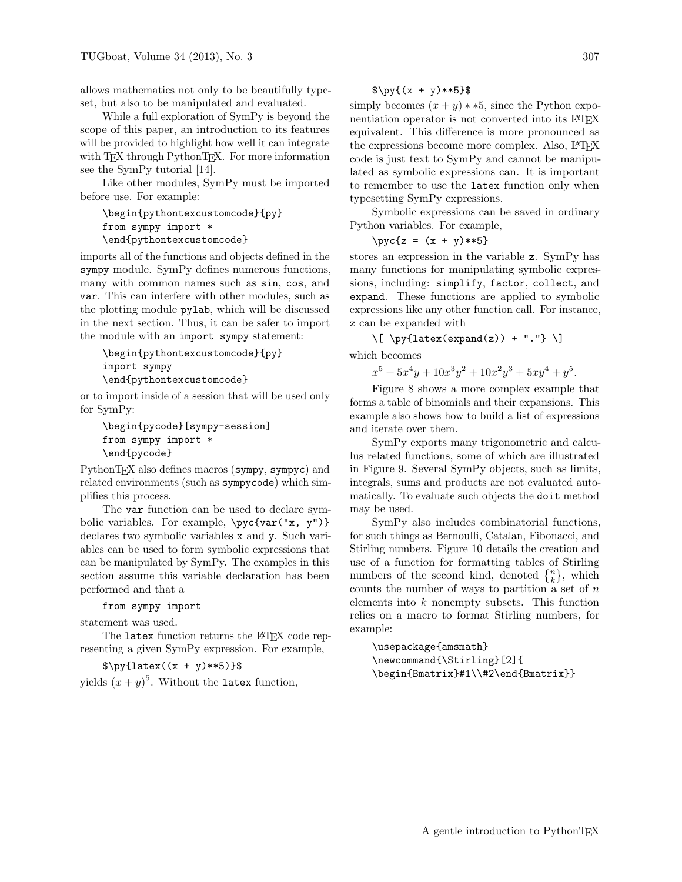allows mathematics not only to be beautifully typeset, but also to be manipulated and evaluated.

While a full exploration of SymPy is beyond the scope of this paper, an introduction to its features will be provided to highlight how well it can integrate with TeX through PythonTeX. For more information see the SymPy tutorial [14].

Like other modules, SymPy must be imported before use. For example:

```
\begin{pythontexcustomcode}{py}
from sympy import *
\end{pythontexcustomcode}
```

imports all of the functions and objects defined in the `sympy` module. SymPy defines numerous functions, many with common names such as `sin`, `cos`, and `var`. This can interfere with other modules, such as the plotting module `pylab`, which will be discussed in the next section. Thus, it can be safer to import the module with an `import sympy` statement:

```
\begin{pythontexcustomcode}{py}
import sympy
\end{pythontexcustomcode}
```

or to import inside of a session that will be used only for SymPy:

```
\begin{pycode}[sympy-session]
from sympy import *
\end{pycode}
```

PythonTeX also defines macros (`sympy`, `sympyc`) and related environments (such as `sympycode`) which simplifies this process.

The `var` function can be used to declare symbolic variables. For example, `\pyc{var("x, y")}` declares two symbolic variables `x` and `y`. Such variables can be used to form symbolic expressions that can be manipulated by SymPy. The examples in this section assume this variable declaration has been performed and that a

```
from sympy import
```

statement was used.

The `latex` function returns the LaTeX code representing a given SymPy expression. For example,

```
$\py{latex((x + y)**5)}$
```

yields $(x+y)^5$. Without the `latex` function,

```
$\py{(x + y)**5}$
```

simply becomes $(x+y)**5$, since the Python exponentiation operator is not converted into its LaTeX equivalent. This difference is more pronounced as the expressions become more complex. Also, LaTeX code is just text to SymPy and cannot be manipulated as symbolic expressions can. It is important to remember to use the `latex` function only when typesetting SymPy expressions.

Symbolic expressions can be saved in ordinary Python variables. For example,

```
\pyc{z = (x + y)**5}
```

stores an expression in the variable `z`. SymPy has many functions for manipulating symbolic expressions, including: `simplify`, `factor`, `collect`, and `expand`. These functions are applied to symbolic expressions like any other function call. For instance, `z` can be expanded with

```
\[ \py{latex(expand(z)) + "."} \]
```

which becomes

$$x^5 + 5x^4y + 10x^3y^2 + 10x^2y^3 + 5xy^4 + y^5.$$

Figure 8 shows a more complex example that forms a table of binomials and their expansions. This example also shows how to build a list of expressions and iterate over them.

SymPy exports many trigonometric and calculus related functions, some of which are illustrated in Figure 9. Several SymPy objects, such as limits, integrals, sums and products are not evaluated automatically. To evaluate such objects the `doit` method may be used.

SymPy also includes combinatorial functions, for such things as Bernoulli, Catalan, Fibonacci, and Stirling numbers. Figure 10 details the creation and use of a function for formatting tables of Stirling numbers of the second kind, denoted $\begin{Bmatrix}n\\k\end{Bmatrix}$, which counts the number of ways to partition a set of $n$ elements into $k$ nonempty subsets. This function relies on a macro to format Stirling numbers, for example:

```
\usepackage{amsmath}
\newcommand{\Stirling}[2]{
\begin{Bmatrix}#1\\#2\end{Bmatrix}}
```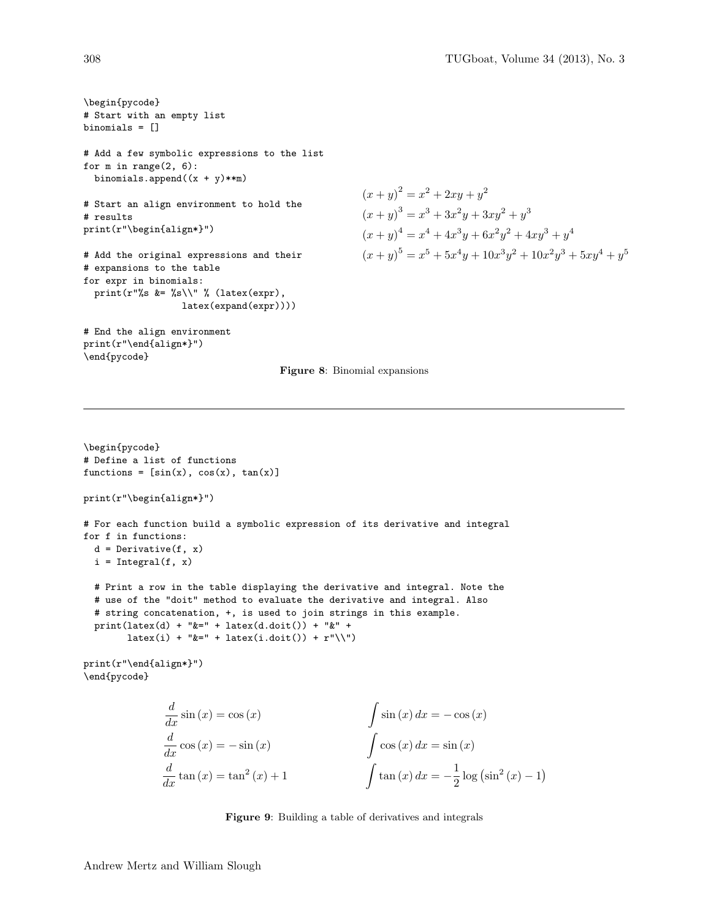```
\begin{pycode}
# Start with an empty list
binomials = []

# Add a few symbolic expressions to the list
for m in range(2, 6):
  binomials.append((x + y)**m)

# Start an align environment to hold the
# results
print(r"\begin{align*}")

# Add the original expressions and their
# expansions to the table
for expr in binomials:
  print(r"%s &= %s\\" % (latex(expr),
                 latex(expand(expr))))

# End the align environment
print(r"\end{align*}")
\end{pycode}
```

$$
\begin{aligned}
(x+y)^2 &= x^2 + 2xy + y^2 \\
(x+y)^3 &= x^3 + 3x^2y + 3xy^2 + y^3 \\
(x+y)^4 &= x^4 + 4x^3y + 6x^2y^2 + 4xy^3 + y^4 \\
(x+y)^5 &= x^5 + 5x^4y + 10x^3y^2 + 10x^2y^3 + 5xy^4 + y^5
\end{aligned}
$$

**Figure 8**: Binomial expansions

```
\begin{pycode}
# Define a list of functions
functions = [sin(x), cos(x), tan(x)]

print(r"\begin{align*}")

# For each function build a symbolic expression of its derivative and integral
for f in functions:
  d = Derivative(f, x)
  i = Integral(f, x)

  # Print a row in the table displaying the derivative and integral. Note the
  # use of the "doit" method to evaluate the derivative and integral. Also
  # string concatenation, +, is used to join strings in this example.
  print(latex(d) + "&=" + latex(d.doit()) + "&" +
        latex(i) + "&=" + latex(i.doit()) + r"\\")

print(r"\end{align*}")
\end{pycode}
```

$$
\begin{aligned}
\frac{d}{dx} \sin(x) &= \cos(x) & \int \sin(x)\, dx &= -\cos(x) \\
\frac{d}{dx} \cos(x) &= -\sin(x) & \int \cos(x)\, dx &= \sin(x) \\
\frac{d}{dx} \tan(x) &= \tan^2(x) + 1 & \int \tan(x)\, dx &= -\frac{1}{2} \log\left(\sin^2(x) - 1\right)
\end{aligned}
$$

**Figure 9**: Building a table of derivatives and integrals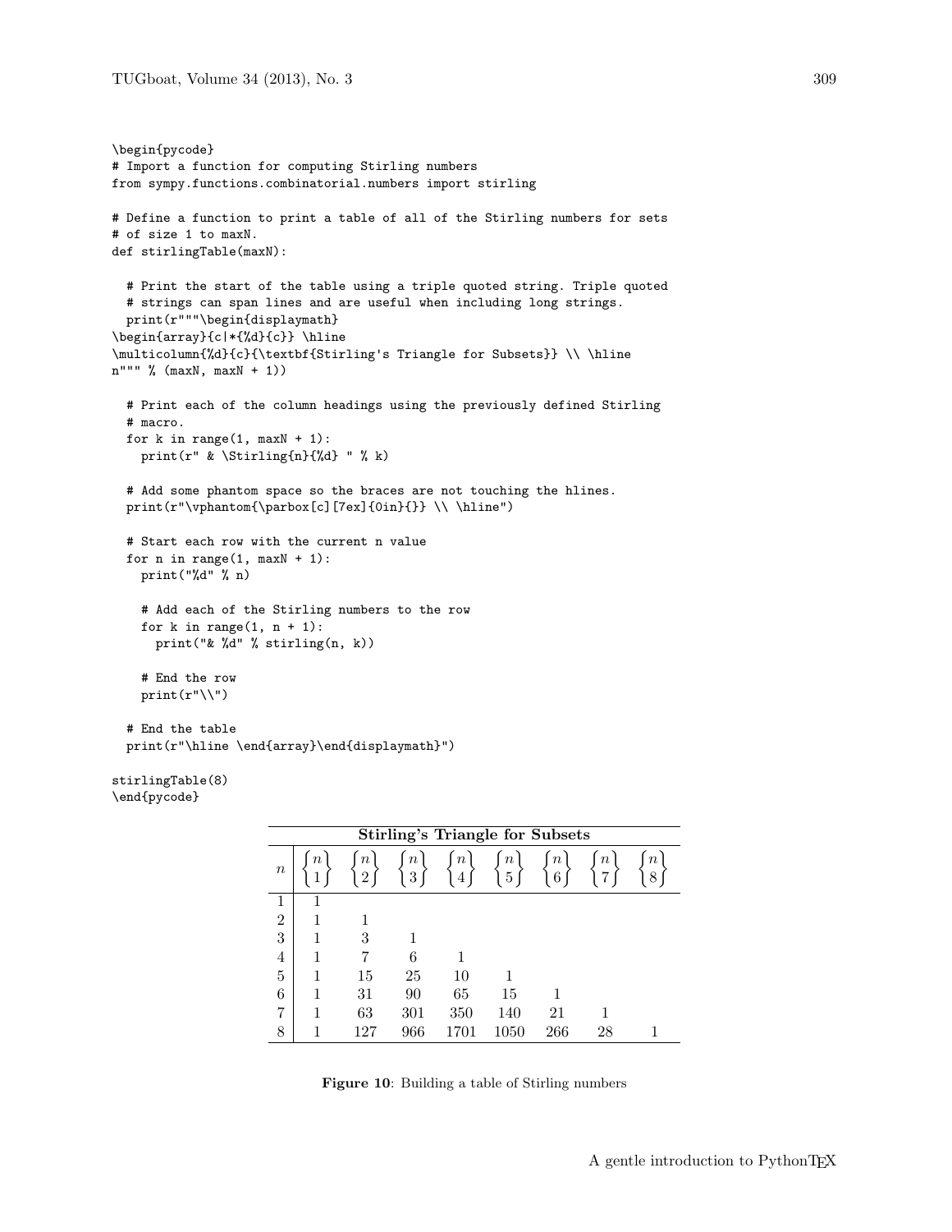```
\begin{pycode}
# Import a function for computing Stirling numbers
from sympy.functions.combinatorial.numbers import stirling

# Define a function to print a table of all of the Stirling numbers for sets
# of size 1 to maxN.
def stirlingTable(maxN):

  # Print the start of the table using a triple quoted string. Triple quoted
  # strings can span lines and are useful when including long strings.
  print(r"""\begin{displaymath}
\begin{array}{c|*{%d}{c}} \hline
\multicolumn{%d}{c}{\textbf{Stirling's Triangle for Subsets}} \\ \hline
n""" % (maxN, maxN + 1))

  # Print each of the column headings using the previously defined Stirling
  # macro.
  for k in range(1, maxN + 1):
    print(r" & \Stirling{n}{%d} " % k)

  # Add some phantom space so the braces are not touching the hlines.
  print(r"\vphantom{\parbox[c][7ex]{0in}{}} \\ \hline")

  # Start each row with the current n value
  for n in range(1, maxN + 1):
    print("%d" % n)

    # Add each of the Stirling numbers to the row
    for k in range(1, n + 1):
      print("& %d" % stirling(n, k))

    # End the row
    print(r"\\")

  # End the table
  print(r"\hline \end{array}\end{displaymath}")

stirlingTable(8)
\end{pycode}
```

| **Stirling's Triangle for Subsets** | | | | | | | | |
|---|---|---|---|---|---|---|---|---|
| $n$ | $\left\{ n \atop 1 \right\}$ | $\left\{ n \atop 2 \right\}$ | $\left\{ n \atop 3 \right\}$ | $\left\{ n \atop 4 \right\}$ | $\left\{ n \atop 5 \right\}$ | $\left\{ n \atop 6 \right\}$ | $\left\{ n \atop 7 \right\}$ | $\left\{ n \atop 8 \right\}$ |
| 1 | 1 | | | | | | | |
| 2 | 1 | 1 | | | | | | |
| 3 | 1 | 3 | 1 | | | | | |
| 4 | 1 | 7 | 6 | 1 | | | | |
| 5 | 1 | 15 | 25 | 10 | 1 | | | |
| 6 | 1 | 31 | 90 | 65 | 15 | 1 | | |
| 7 | 1 | 63 | 301 | 350 | 140 | 21 | 1 | |
| 8 | 1 | 127 | 966 | 1701 | 1050 | 266 | 28 | 1 |

**Figure 10**: Building a table of Stirling numbers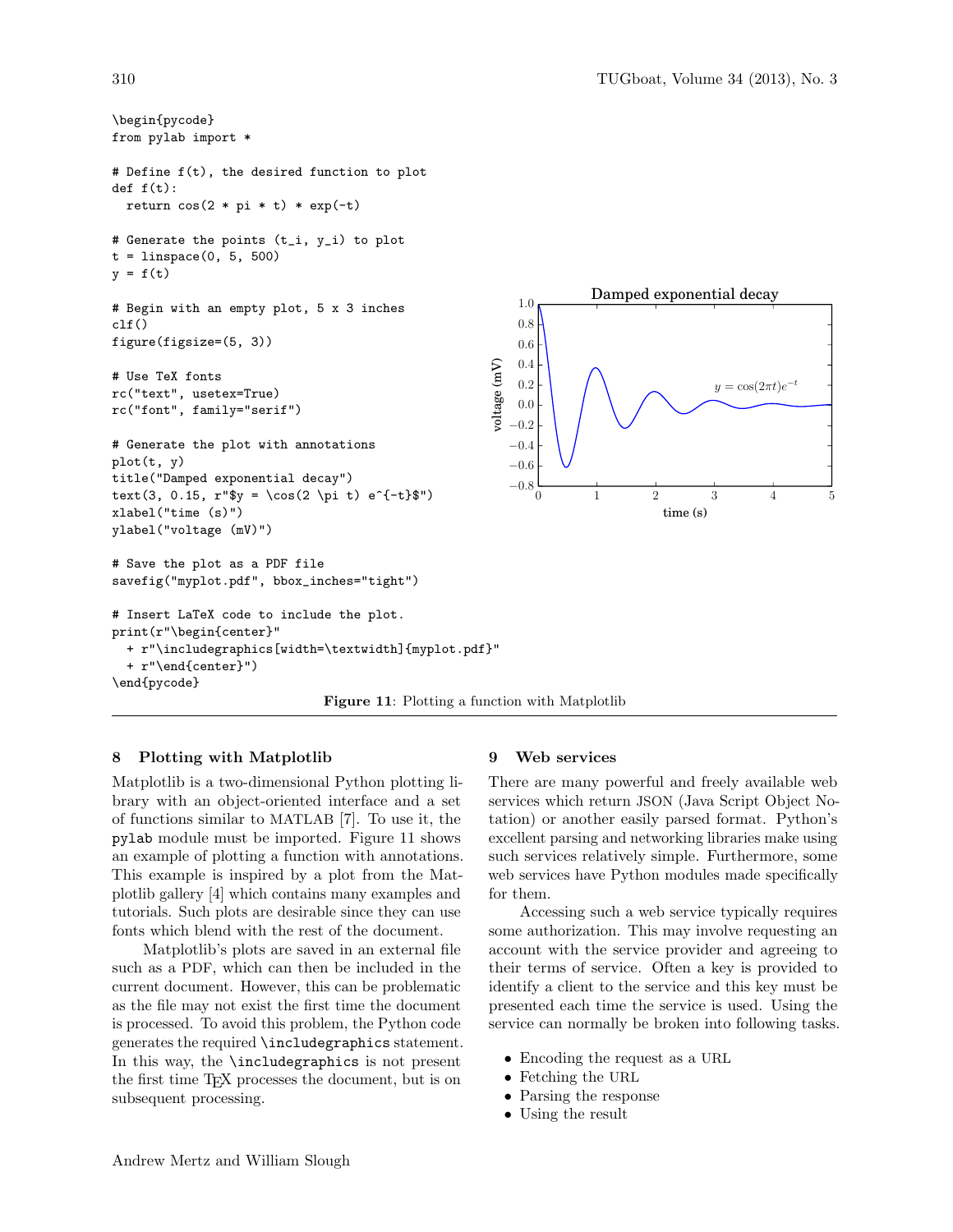```
\begin{pycode}
from pylab import *

# Define f(t), the desired function to plot
def f(t):
  return cos(2 * pi * t) * exp(-t)

# Generate the points (t_i, y_i) to plot
t = linspace(0, 5, 500)
y = f(t)

# Begin with an empty plot, 5 x 3 inches
clf()
figure(figsize=(5, 3))

# Use TeX fonts
rc("text", usetex=True)
rc("font", family="serif")

# Generate the plot with annotations
plot(t, y)
title("Damped exponential decay")
text(3, 0.15, r"$y = \cos(2 \pi t) e^{-t}$")
xlabel("time (s)")
ylabel("voltage (mV)")

# Save the plot as a PDF file
savefig("myplot.pdf", bbox_inches="tight")

# Insert LaTeX code to include the plot.
print(r"\begin{center}"
  + r"\includegraphics[width=\textwidth]{myplot.pdf}"
  + r"\end{center}")
\end{pycode}
```

**Figure 11**: Plotting a function with Matplotlib

## 8 Plotting with Matplotlib

Matplotlib is a two-dimensional Python plotting library with an object-oriented interface and a set of functions similar to MATLAB [7]. To use it, the `pylab` module must be imported. Figure 11 shows an example of plotting a function with annotations. This example is inspired by a plot from the Matplotlib gallery [4] which contains many examples and tutorials. Such plots are desirable since they can use fonts which blend with the rest of the document.

Matplotlib's plots are saved in an external file such as a PDF, which can then be included in the current document. However, this can be problematic as the file may not exist the first time the document is processed. To avoid this problem, the Python code generates the required `\includegraphics` statement. In this way, the `\includegraphics` is not present the first time TeX processes the document, but is on subsequent processing.

## 9 Web services

There are many powerful and freely available web services which return JSON (Java Script Object Notation) or another easily parsed format. Python's excellent parsing and networking libraries make using such services relatively simple. Furthermore, some web services have Python modules made specifically for them.

Accessing such a web service typically requires some authorization. This may involve requesting an account with the service provider and agreeing to their terms of service. Often a key is provided to identify a client to the service and this key must be presented each time the service is used. Using the service can normally be broken into following tasks.

- Encoding the request as a URL
- Fetching the URL
- Parsing the response
- Using the result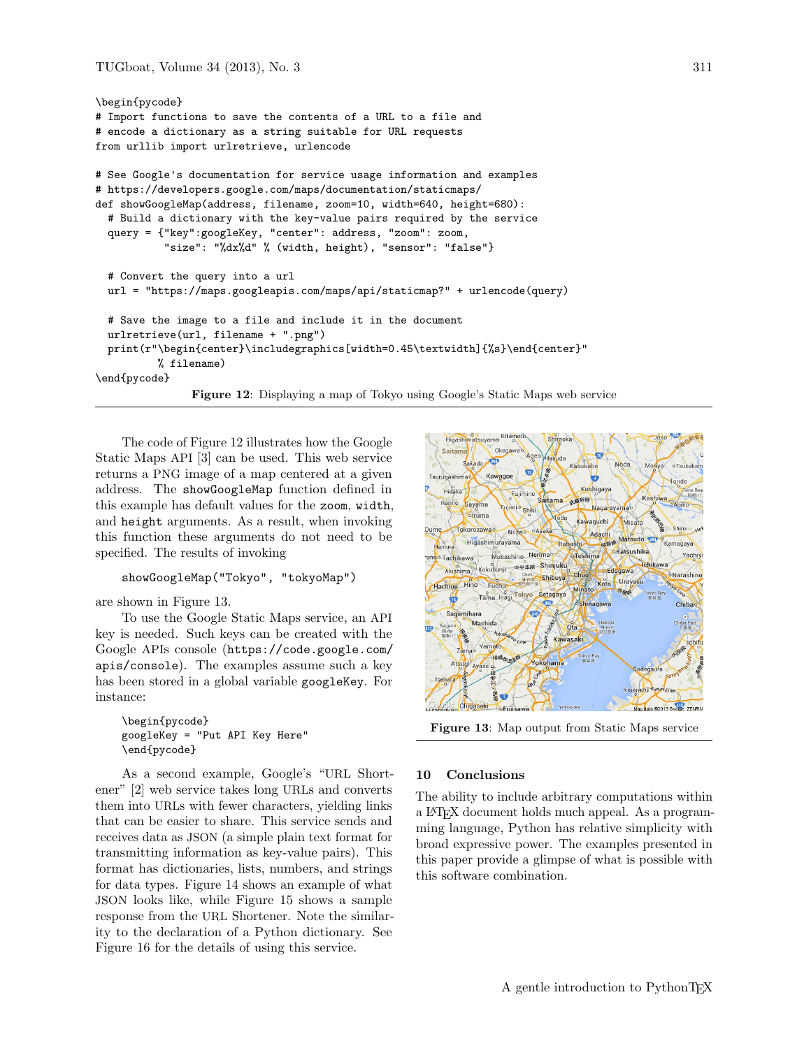```
\begin{pycode}
# Import functions to save the contents of a URL to a file and
# encode a dictionary as a string suitable for URL requests
from urllib import urlretrieve, urlencode

# See Google's documentation for service usage information and examples
# https://developers.google.com/maps/documentation/staticmaps/
def showGoogleMap(address, filename, zoom=10, width=640, height=680):
  # Build a dictionary with the key-value pairs required by the service
  query = {"key":googleKey, "center": address, "zoom": zoom,
           "size": "%dx%d" % (width, height), "sensor": "false"}

  # Convert the query into a url
  url = "https://maps.googleapis.com/maps/api/staticmap?" + urlencode(query)

  # Save the image to a file and include it in the document
  urlretrieve(url, filename + ".png")
  print(r"\begin{center}\includegraphics[width=0.45\textwidth]{%s}\end{center}"
          % filename)
\end{pycode}
```

**Figure 12**: Displaying a map of Tokyo using Google's Static Maps web service

The code of Figure 12 illustrates how the Google Static Maps API [3] can be used. This web service returns a PNG image of a map centered at a given address. The `showGoogleMap` function defined in this example has default values for the `zoom`, `width`, and `height` arguments. As a result, when invoking this function these arguments do not need to be specified. The results of invoking

```
showGoogleMap("Tokyo", "tokyoMap")
```

are shown in Figure 13.

To use the Google Static Maps service, an API key is needed. Such keys can be created with the Google APIs console (`https://code.google.com/apis/console`). The examples assume such a key has been stored in a global variable `googleKey`. For instance:

```
\begin{pycode}
googleKey = "Put API Key Here"
\end{pycode}
```

As a second example, Google's "URL Shortener" [2] web service takes long URLs and converts them into URLs with fewer characters, yielding links that can be easier to share. This service sends and receives data as JSON (a simple plain text format for transmitting information as key-value pairs). This format has dictionaries, lists, numbers, and strings for data types. Figure 14 shows an example of what JSON looks like, while Figure 15 shows a sample response from the URL Shortener. Note the similarity to the declaration of a Python dictionary. See Figure 16 for the details of using this service.

**Figure 13**: Map output from Static Maps service

## 10 Conclusions

The ability to include arbitrary computations within a LaTeX document holds much appeal. As a programming language, Python has relative simplicity with broad expressive power. The examples presented in this paper provide a glimpse of what is possible with this software combination.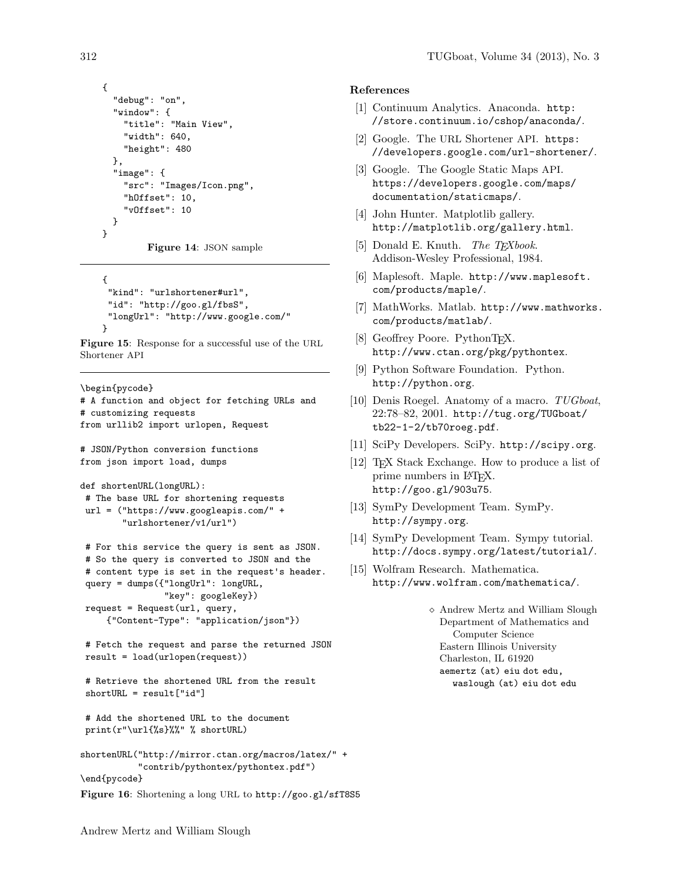```
{
  "debug": "on",
  "window": {
    "title": "Main View",
    "width": 640,
    "height": 480
  },
  "image": {
    "src": "Images/Icon.png",
    "hOffset": 10,
    "vOffset": 10
  }
}
```

**Figure 14**: JSON sample

```
{
 "kind": "urlshortener#url",
 "id": "http://goo.gl/fbsS",
 "longUrl": "http://www.google.com/"
}
```

**Figure 15**: Response for a successful use of the URL Shortener API

```
\begin{pycode}
# A function and object for fetching URLs and
# customizing requests
from urllib2 import urlopen, Request

# JSON/Python conversion functions
from json import load, dumps

def shortenURL(longURL):
 # The base URL for shortening requests
 url = ("https://www.googleapis.com/" +
        "urlshortener/v1/url")

 # For this service the query is sent as JSON.
 # So the query is converted to JSON and the
 # content type is set in the request's header.
 query = dumps({"longUrl": longURL,
                "key": googleKey})
 request = Request(url, query,
     {"Content-Type": "application/json"})

 # Fetch the request and parse the returned JSON
 result = load(urlopen(request))

 # Retrieve the shortened URL from the result
 shortURL = result["id"]

 # Add the shortened URL to the document
 print(r"\url{%s}%%" % shortURL)

shortenURL("http://mirror.ctan.org/macros/latex/" +
          "contrib/pythontex/pythontex.pdf")
\end{pycode}
```

**Figure 16**: Shortening a long URL to http://goo.gl/sfT8S5

### References

[1] Continuum Analytics. Anaconda. http://store.continuum.io/cshop/anaconda/.

[2] Google. The URL Shortener API. https://developers.google.com/url-shortener/.

[3] Google. The Google Static Maps API. https://developers.google.com/maps/documentation/staticmaps/.

[4] John Hunter. Matplotlib gallery. http://matplotlib.org/gallery.html.

[5] Donald E. Knuth. *The TEXbook*. Addison-Wesley Professional, 1984.

[6] Maplesoft. Maple. http://www.maplesoft.com/products/maple/.

[7] MathWorks. Matlab. http://www.mathworks.com/products/matlab/.

[8] Geoffrey Poore. PythonTEX. http://www.ctan.org/pkg/pythontex.

[9] Python Software Foundation. Python. http://python.org.

[10] Denis Roegel. Anatomy of a macro. *TUGboat*, 22:78–82, 2001. http://tug.org/TUGboat/tb22-1-2/tb70roeg.pdf.

[11] SciPy Developers. SciPy. http://scipy.org.

[12] TEX Stack Exchange. How to produce a list of prime numbers in LATEX. http://goo.gl/903u75.

[13] SymPy Development Team. SymPy. http://sympy.org.

[14] SymPy Development Team. Sympy tutorial. http://docs.sympy.org/latest/tutorial/.

[15] Wolfram Research. Mathematica. http://www.wolfram.com/mathematica/.

⋄ Andrew Mertz and William Slough
Department of Mathematics and Computer Science
Eastern Illinois University
Charleston, IL 61920
aemertz (at) eiu dot edu,
waslough (at) eiu dot edu